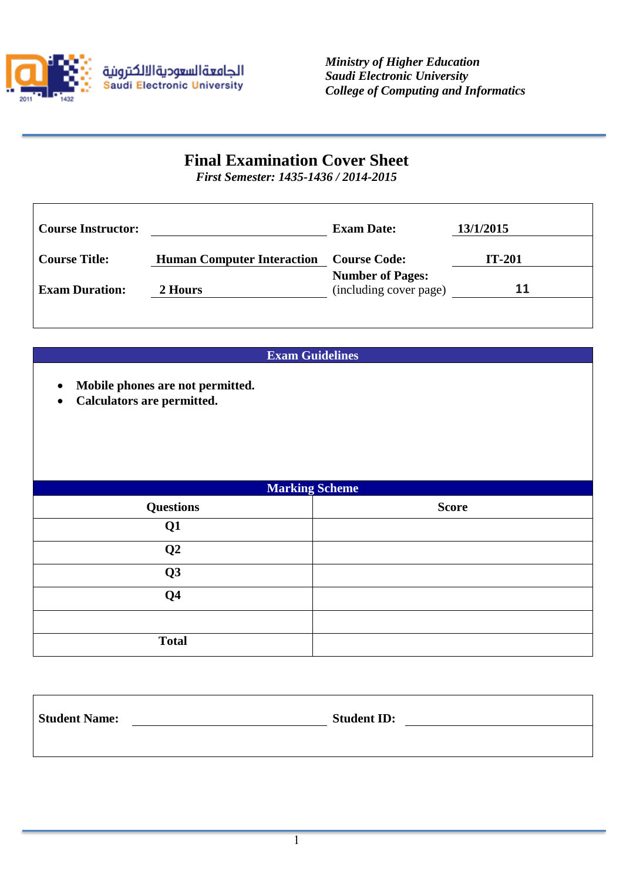الجامعة السعودية الالكترونية
Saudi Electronic University

*Ministry of Higher Education*
*Saudi Electronic University*
*College of Computing and Informatics*

# Final Examination Cover Sheet

*First Semester: 1435-1436 / 2014-2015*

| | | | |
|---|---|---|---|
| **Course Instructor:** | | **Exam Date:** | **13/1/2015** |
| **Course Title:** | **Human Computer Interaction** | **Course Code:** | **IT-201** |
| **Exam Duration:** | **2 Hours** | **Number of Pages:** (including cover page) | **11** |

## Exam Guidelines

- **Mobile phones are not permitted.**
- **Calculators are permitted.**

## Marking Scheme

| Questions | Score |
|---|---|
| Q1 | |
| Q2 | |
| Q3 | |
| Q4 | |
| | |
| Total | |

| | | | |
|---|---|---|---|
| **Student Name:** | | **Student ID:** | |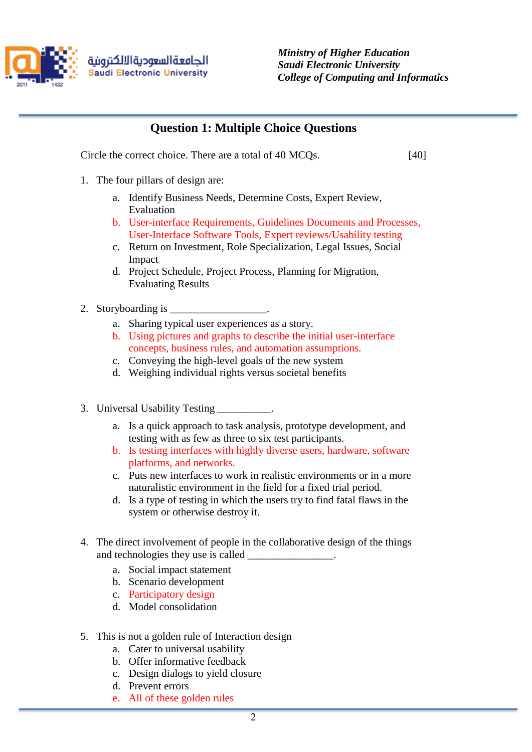Ministry of Higher Education
Saudi Electronic University
College of Computing and Informatics

## Question 1: Multiple Choice Questions

Circle the correct choice. There are a total of 40 MCQs. [40]

1. The four pillars of design are:
   a. Identify Business Needs, Determine Costs, Expert Review, Evaluation
   b. User-interface Requirements, Guidelines Documents and Processes, User-Interface Software Tools, Expert reviews/Usability testing
   c. Return on Investment, Role Specialization, Legal Issues, Social Impact
   d. Project Schedule, Project Process, Planning for Migration, Evaluating Results

2. Storyboarding is __________________.
   a. Sharing typical user experiences as a story.
   b. Using pictures and graphs to describe the initial user-interface concepts, business rules, and automation assumptions.
   c. Conveying the high-level goals of the new system
   d. Weighing individual rights versus societal benefits

3. Universal Usability Testing __________.
   a. Is a quick approach to task analysis, prototype development, and testing with as few as three to six test participants.
   b. Is testing interfaces with highly diverse users, hardware, software platforms, and networks.
   c. Puts new interfaces to work in realistic environments or in a more naturalistic environment in the field for a fixed trial period.
   d. Is a type of testing in which the users try to find fatal flaws in the system or otherwise destroy it.

4. The direct involvement of people in the collaborative design of the things and technologies they use is called ________________.
   a. Social impact statement
   b. Scenario development
   c. Participatory design
   d. Model consolidation

5. This is not a golden rule of Interaction design
   a. Cater to universal usability
   b. Offer informative feedback
   c. Design dialogs to yield closure
   d. Prevent errors
   e. All of these golden rules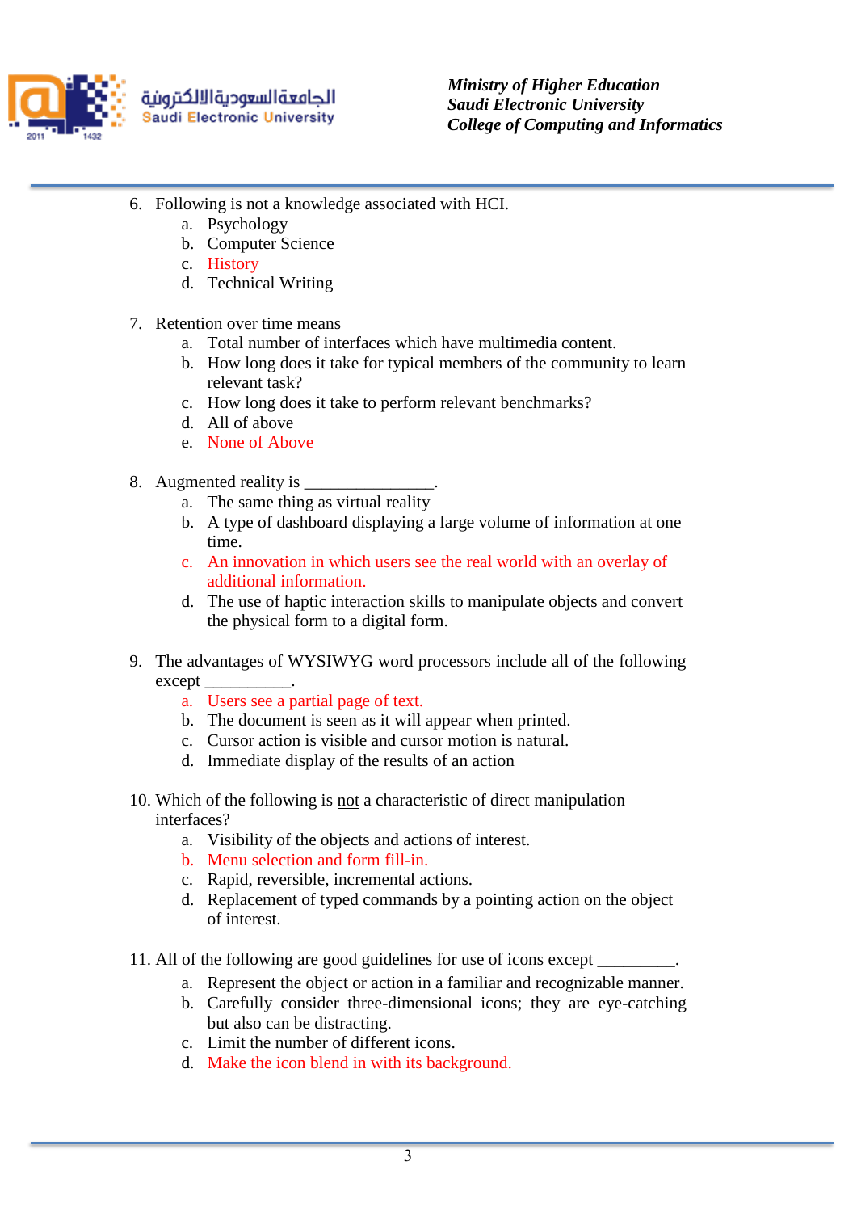6. Following is not a knowledge associated with HCI.
   a. Psychology
   b. Computer Science
   c. History
   d. Technical Writing

7. Retention over time means
   a. Total number of interfaces which have multimedia content.
   b. How long does it take for typical members of the community to learn relevant task?
   c. How long does it take to perform relevant benchmarks?
   d. All of above
   e. None of Above

8. Augmented reality is _______________.
   a. The same thing as virtual reality
   b. A type of dashboard displaying a large volume of information at one time.
   c. An innovation in which users see the real world with an overlay of additional information.
   d. The use of haptic interaction skills to manipulate objects and convert the physical form to a digital form.

9. The advantages of WYSIWYG word processors include all of the following except __________.
   a. Users see a partial page of text.
   b. The document is seen as it will appear when printed.
   c. Cursor action is visible and cursor motion is natural.
   d. Immediate display of the results of an action

10. Which of the following is not a characteristic of direct manipulation interfaces?
    a. Visibility of the objects and actions of interest.
    b. Menu selection and form fill-in.
    c. Rapid, reversible, incremental actions.
    d. Replacement of typed commands by a pointing action on the object of interest.

11. All of the following are good guidelines for use of icons except _________.
    a. Represent the object or action in a familiar and recognizable manner.
    b. Carefully consider three-dimensional icons; they are eye-catching but also can be distracting.
    c. Limit the number of different icons.
    d. Make the icon blend in with its background.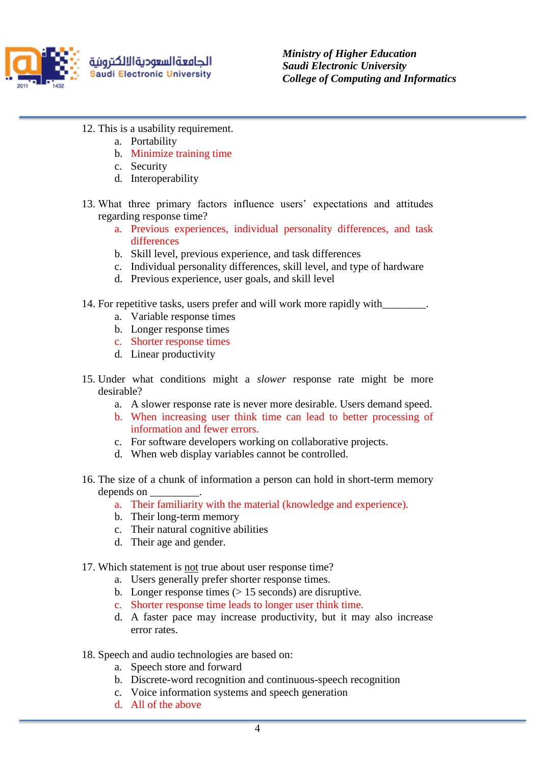12. This is a usability requirement.
    a. Portability
    b. Minimize training time
    c. Security
    d. Interoperability

13. What three primary factors influence users' expectations and attitudes regarding response time?
    a. Previous experiences, individual personality differences, and task differences
    b. Skill level, previous experience, and task differences
    c. Individual personality differences, skill level, and type of hardware
    d. Previous experience, user goals, and skill level

14. For repetitive tasks, users prefer and will work more rapidly with________.
    a. Variable response times
    b. Longer response times
    c. Shorter response times
    d. Linear productivity

15. Under what conditions might a *slower* response rate might be more desirable?
    a. A slower response rate is never more desirable. Users demand speed.
    b. When increasing user think time can lead to better processing of information and fewer errors.
    c. For software developers working on collaborative projects.
    d. When web display variables cannot be controlled.

16. The size of a chunk of information a person can hold in short-term memory depends on _________.
    a. Their familiarity with the material (knowledge and experience).
    b. Their long-term memory
    c. Their natural cognitive abilities
    d. Their age and gender.

17. Which statement is not true about user response time?
    a. Users generally prefer shorter response times.
    b. Longer response times (> 15 seconds) are disruptive.
    c. Shorter response time leads to longer user think time.
    d. A faster pace may increase productivity, but it may also increase error rates.

18. Speech and audio technologies are based on:
    a. Speech store and forward
    b. Discrete-word recognition and continuous-speech recognition
    c. Voice information systems and speech generation
    d. All of the above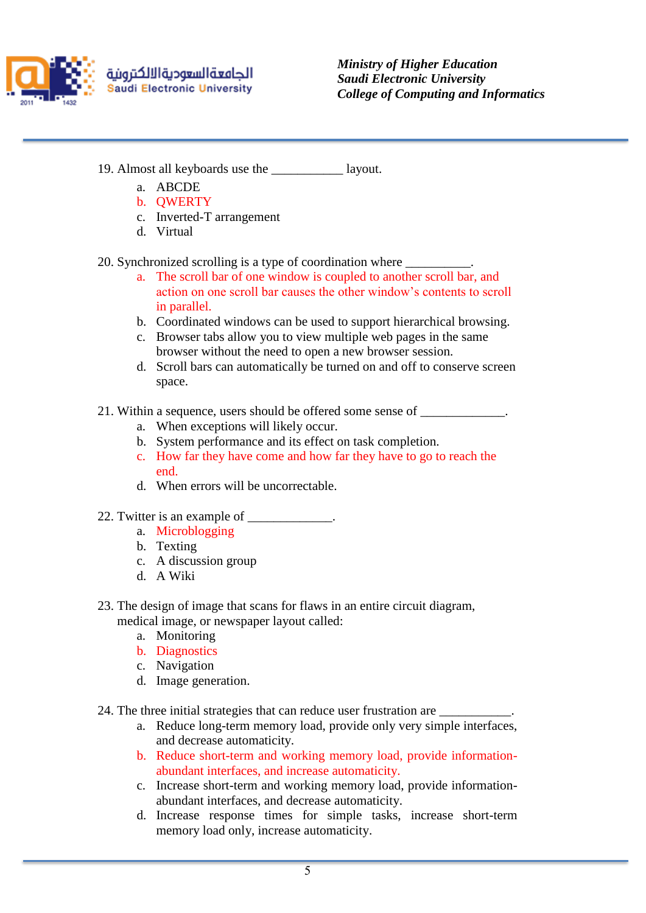19. Almost all keyboards use the ___________ layout.
    a. ABCDE
    b. QWERTY
    c. Inverted-T arrangement
    d. Virtual

20. Synchronized scrolling is a type of coordination where __________.
    a. The scroll bar of one window is coupled to another scroll bar, and action on one scroll bar causes the other window's contents to scroll in parallel.
    b. Coordinated windows can be used to support hierarchical browsing.
    c. Browser tabs allow you to view multiple web pages in the same browser without the need to open a new browser session.
    d. Scroll bars can automatically be turned on and off to conserve screen space.

21. Within a sequence, users should be offered some sense of _____________.
    a. When exceptions will likely occur.
    b. System performance and its effect on task completion.
    c. How far they have come and how far they have to go to reach the end.
    d. When errors will be uncorrectable.

22. Twitter is an example of _____________.
    a. Microblogging
    b. Texting
    c. A discussion group
    d. A Wiki

23. The design of image that scans for flaws in an entire circuit diagram, medical image, or newspaper layout called:
    a. Monitoring
    b. Diagnostics
    c. Navigation
    d. Image generation.

24. The three initial strategies that can reduce user frustration are ___________.
    a. Reduce long-term memory load, provide only very simple interfaces, and decrease automaticity.
    b. Reduce short-term and working memory load, provide information-abundant interfaces, and increase automaticity.
    c. Increase short-term and working memory load, provide information-abundant interfaces, and decrease automaticity.
    d. Increase response times for simple tasks, increase short-term memory load only, increase automaticity.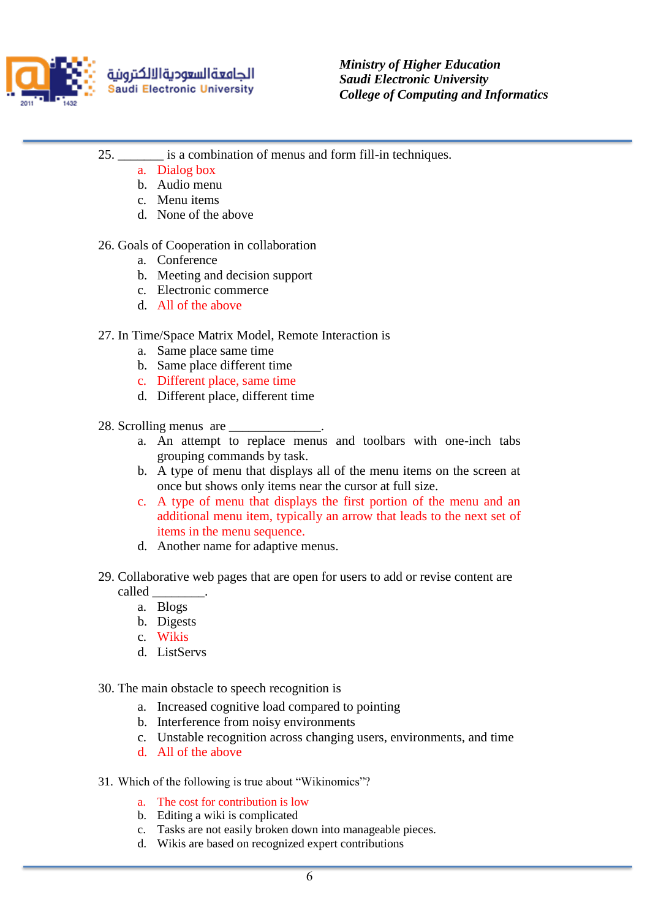25. _______ is a combination of menus and form fill-in techniques.

   a. Dialog box
   b. Audio menu
   c. Menu items
   d. None of the above

26. Goals of Cooperation in collaboration

   a. Conference
   b. Meeting and decision support
   c. Electronic commerce
   d. All of the above

27. In Time/Space Matrix Model, Remote Interaction is

   a. Same place same time
   b. Same place different time
   c. Different place, same time
   d. Different place, different time

28. Scrolling menus are ______________.

   a. An attempt to replace menus and toolbars with one-inch tabs grouping commands by task.
   b. A type of menu that displays all of the menu items on the screen at once but shows only items near the cursor at full size.
   c. A type of menu that displays the first portion of the menu and an additional menu item, typically an arrow that leads to the next set of items in the menu sequence.
   d. Another name for adaptive menus.

29. Collaborative web pages that are open for users to add or revise content are called ________.

   a. Blogs
   b. Digests
   c. Wikis
   d. ListServs

30. The main obstacle to speech recognition is

   a. Increased cognitive load compared to pointing
   b. Interference from noisy environments
   c. Unstable recognition across changing users, environments, and time
   d. All of the above

31. Which of the following is true about "Wikinomics"?

   a. The cost for contribution is low
   b. Editing a wiki is complicated
   c. Tasks are not easily broken down into manageable pieces.
   d. Wikis are based on recognized expert contributions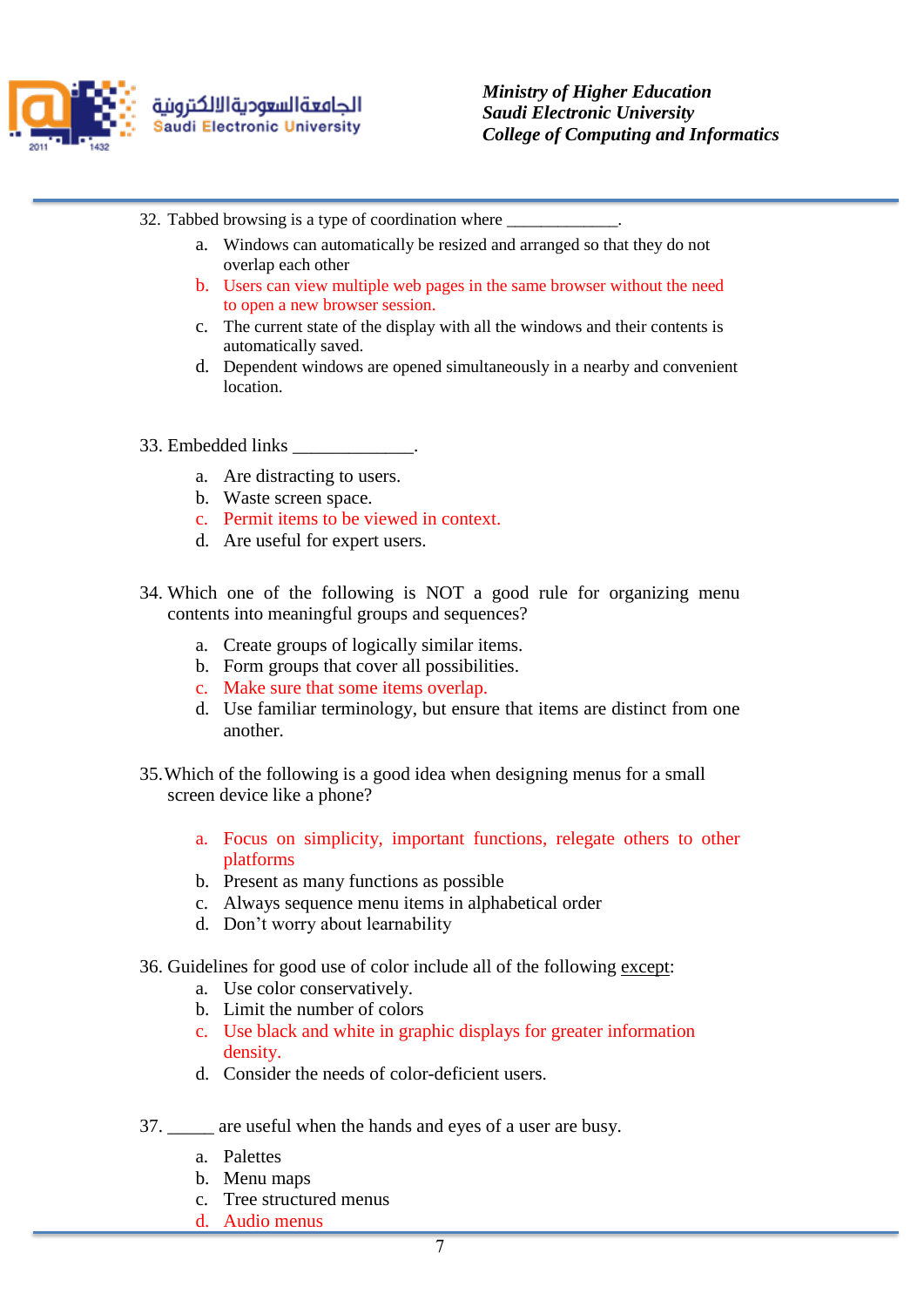32. Tabbed browsing is a type of coordination where _____________.
    a. Windows can automatically be resized and arranged so that they do not overlap each other
    b. Users can view multiple web pages in the same browser without the need to open a new browser session.
    c. The current state of the display with all the windows and their contents is automatically saved.
    d. Dependent windows are opened simultaneously in a nearby and convenient location.

33. Embedded links _____________.
    a. Are distracting to users.
    b. Waste screen space.
    c. Permit items to be viewed in context.
    d. Are useful for expert users.

34. Which one of the following is NOT a good rule for organizing menu contents into meaningful groups and sequences?
    a. Create groups of logically similar items.
    b. Form groups that cover all possibilities.
    c. Make sure that some items overlap.
    d. Use familiar terminology, but ensure that items are distinct from one another.

35. Which of the following is a good idea when designing menus for a small screen device like a phone?
    a. Focus on simplicity, important functions, relegate others to other platforms
    b. Present as many functions as possible
    c. Always sequence menu items in alphabetical order
    d. Don't worry about learnability

36. Guidelines for good use of color include all of the following except:
    a. Use color conservatively.
    b. Limit the number of colors
    c. Use black and white in graphic displays for greater information density.
    d. Consider the needs of color-deficient users.

37. _____ are useful when the hands and eyes of a user are busy.
    a. Palettes
    b. Menu maps
    c. Tree structured menus
    d. Audio menus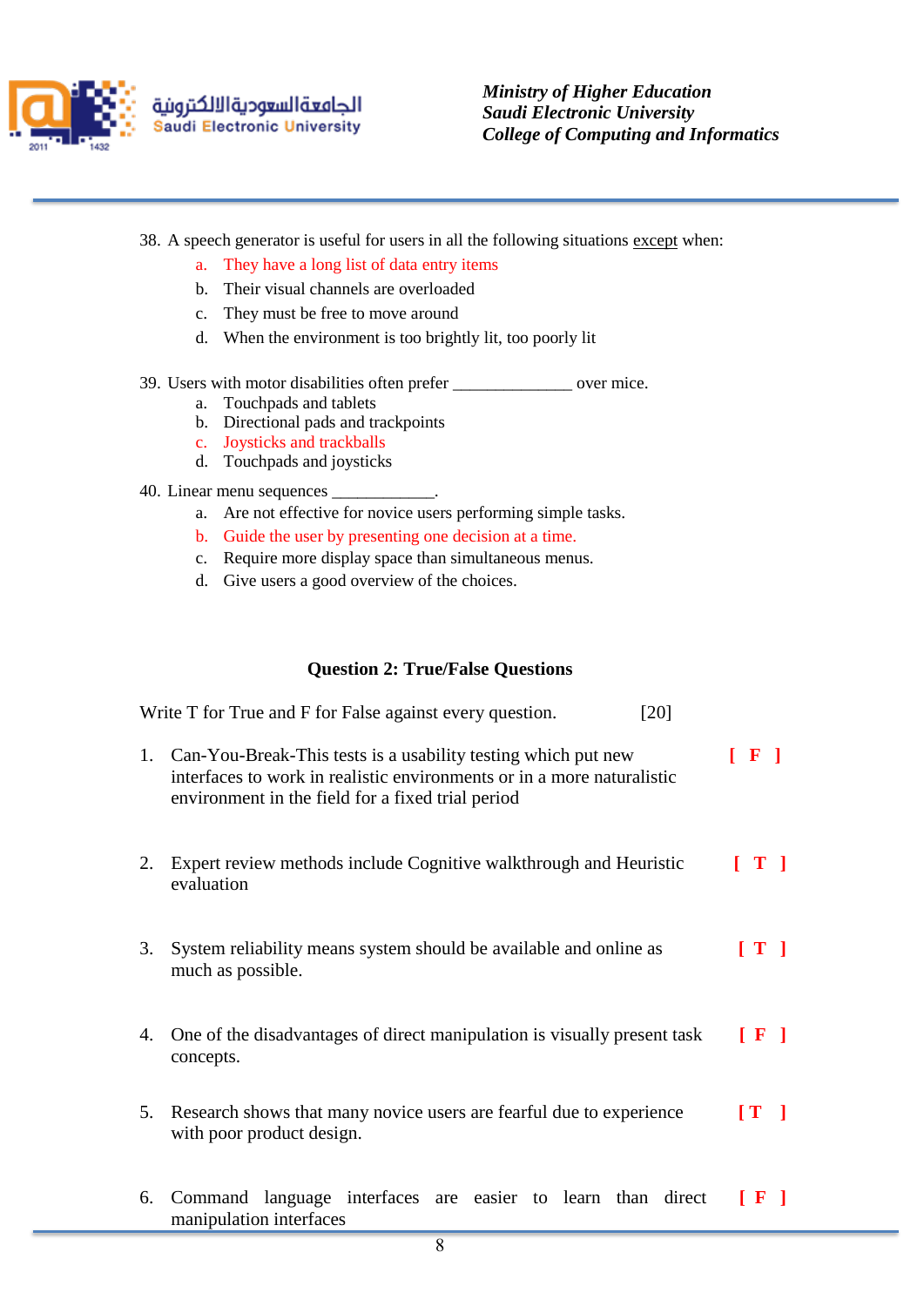38. A speech generator is useful for users in all the following situations <u>except</u> when:
    a. They have a long list of data entry items
    b. Their visual channels are overloaded
    c. They must be free to move around
    d. When the environment is too brightly lit, too poorly lit

39. Users with motor disabilities often prefer ______________ over mice.
    a. Touchpads and tablets
    b. Directional pads and trackpoints
    c. Joysticks and trackballs
    d. Touchpads and joysticks

40. Linear menu sequences ____________.
    a. Are not effective for novice users performing simple tasks.
    b. Guide the user by presenting one decision at a time.
    c. Require more display space than simultaneous menus.
    d. Give users a good overview of the choices.

### Question 2: True/False Questions

Write T for True and F for False against every question. [20]

1. Can-You-Break-This tests is a usability testing which put new interfaces to work in realistic environments or in a more naturalistic environment in the field for a fixed trial period **[ F ]**

2. Expert review methods include Cognitive walkthrough and Heuristic evaluation **[ T ]**

3. System reliability means system should be available and online as much as possible. **[ T ]**

4. One of the disadvantages of direct manipulation is visually present task concepts. **[ F ]**

5. Research shows that many novice users are fearful due to experience with poor product design. **[ T ]**

6. Command language interfaces are easier to learn than direct manipulation interfaces **[ F ]**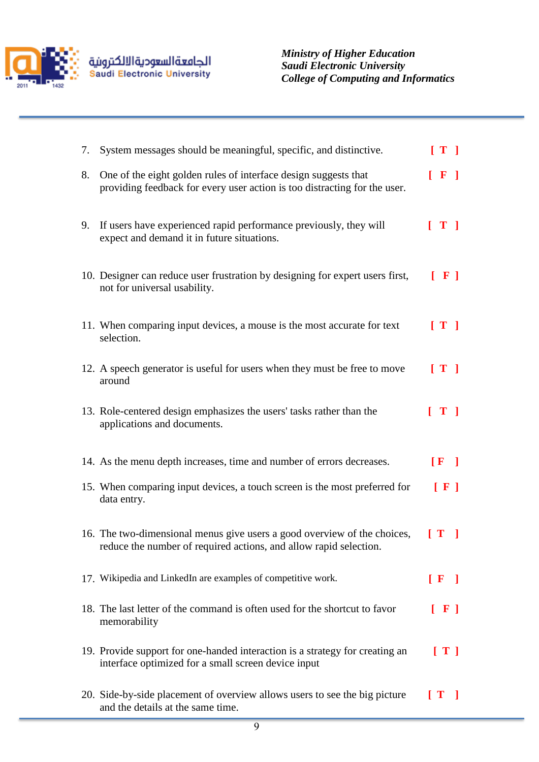7. System messages should be meaningful, specific, and distinctive. **[ T ]**

8. One of the eight golden rules of interface design suggests that providing feedback for every user action is too distracting for the user. **[ F ]**

9. If users have experienced rapid performance previously, they will expect and demand it in future situations. **[ T ]**

10. Designer can reduce user frustration by designing for expert users first, not for universal usability. **[ F ]**

11. When comparing input devices, a mouse is the most accurate for text selection. **[ T ]**

12. A speech generator is useful for users when they must be free to move around **[ T ]**

13. Role-centered design emphasizes the users' tasks rather than the applications and documents. **[ T ]**

14. As the menu depth increases, time and number of errors decreases. **[F ]**

15. When comparing input devices, a touch screen is the most preferred for data entry. **[ F ]**

16. The two-dimensional menus give users a good overview of the choices, reduce the number of required actions, and allow rapid selection. **[ T ]**

17. Wikipedia and LinkedIn are examples of competitive work. **[ F ]**

18. The last letter of the command is often used for the shortcut to favor memorability **[ F ]**

19. Provide support for one-handed interaction is a strategy for creating an interface optimized for a small screen device input **[ T ]**

20. Side-by-side placement of overview allows users to see the big picture and the details at the same time. **[ T ]**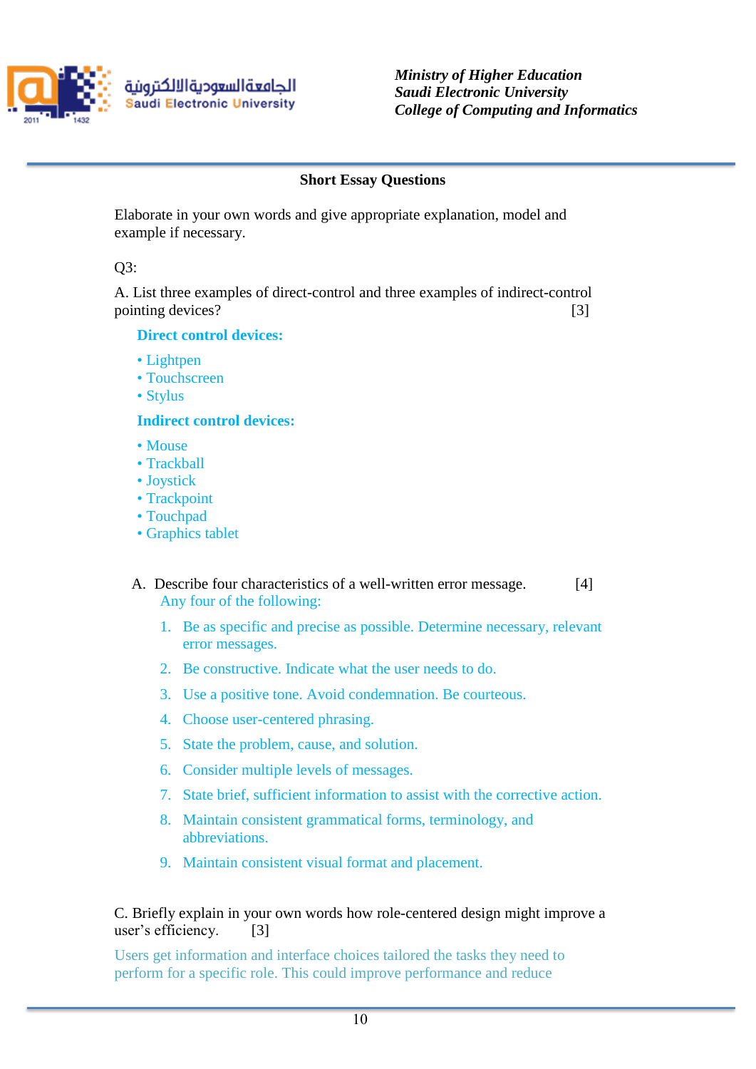Ministry of Higher Education
Saudi Electronic University
College of Computing and Informatics

**Short Essay Questions**

Elaborate in your own words and give appropriate explanation, model and example if necessary.

Q3:

A. List three examples of direct-control and three examples of indirect-control pointing devices? [3]

**Direct control devices:**

- Lightpen
- Touchscreen
- Stylus

**Indirect control devices:**

- Mouse
- Trackball
- Joystick
- Trackpoint
- Touchpad
- Graphics tablet

A. Describe four characteristics of a well-written error message. [4]

Any four of the following:

1. Be as specific and precise as possible. Determine necessary, relevant error messages.
2. Be constructive. Indicate what the user needs to do.
3. Use a positive tone. Avoid condemnation. Be courteous.
4. Choose user-centered phrasing.
5. State the problem, cause, and solution.
6. Consider multiple levels of messages.
7. State brief, sufficient information to assist with the corrective action.
8. Maintain consistent grammatical forms, terminology, and abbreviations.
9. Maintain consistent visual format and placement.

C. Briefly explain in your own words how role-centered design might improve a user's efficiency. [3]

Users get information and interface choices tailored the tasks they need to perform for a specific role. This could improve performance and reduce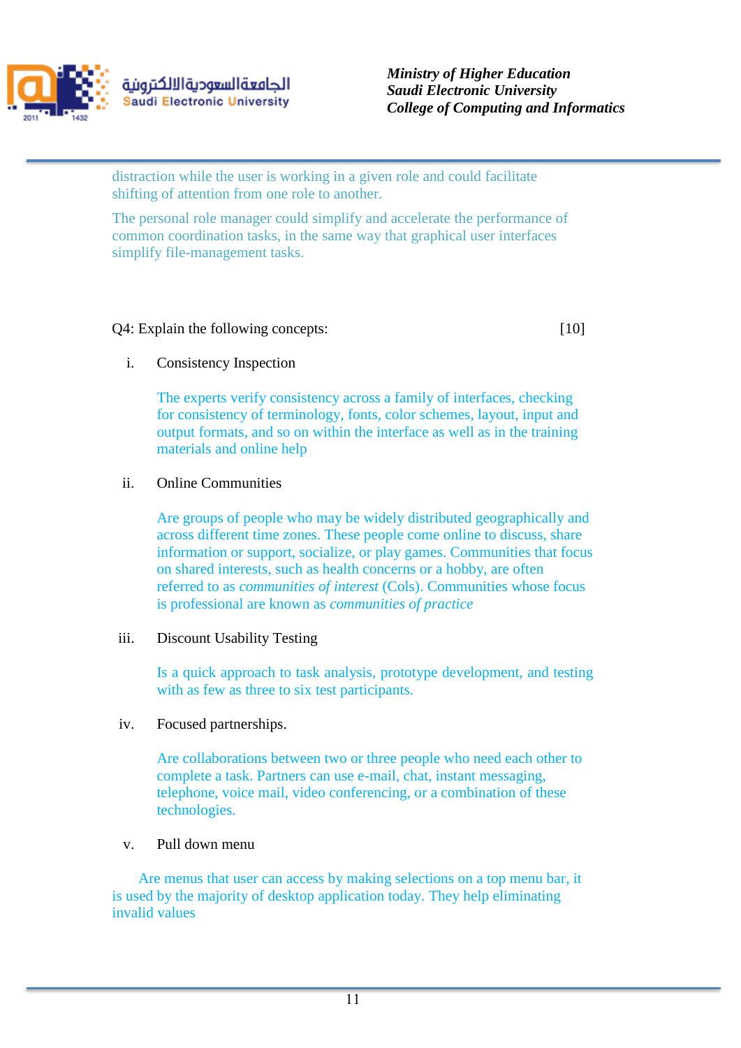distraction while the user is working in a given role and could facilitate shifting of attention from one role to another.

The personal role manager could simplify and accelerate the performance of common coordination tasks, in the same way that graphical user interfaces simplify file-management tasks.

Q4: Explain the following concepts: [10]

i. Consistency Inspection

The experts verify consistency across a family of interfaces, checking for consistency of terminology, fonts, color schemes, layout, input and output formats, and so on within the interface as well as in the training materials and online help

ii. Online Communities

Are groups of people who may be widely distributed geographically and across different time zones. These people come online to discuss, share information or support, socialize, or play games. Communities that focus on shared interests, such as health concerns or a hobby, are often referred to as *communities of interest* (Cols). Communities whose focus is professional are known as *communities of practice*

iii. Discount Usability Testing

Is a quick approach to task analysis, prototype development, and testing with as few as three to six test participants.

iv. Focused partnerships.

Are collaborations between two or three people who need each other to complete a task. Partners can use e-mail, chat, instant messaging, telephone, voice mail, video conferencing, or a combination of these technologies.

v. Pull down menu

Are menus that user can access by making selections on a top menu bar, it is used by the majority of desktop application today. They help eliminating invalid values